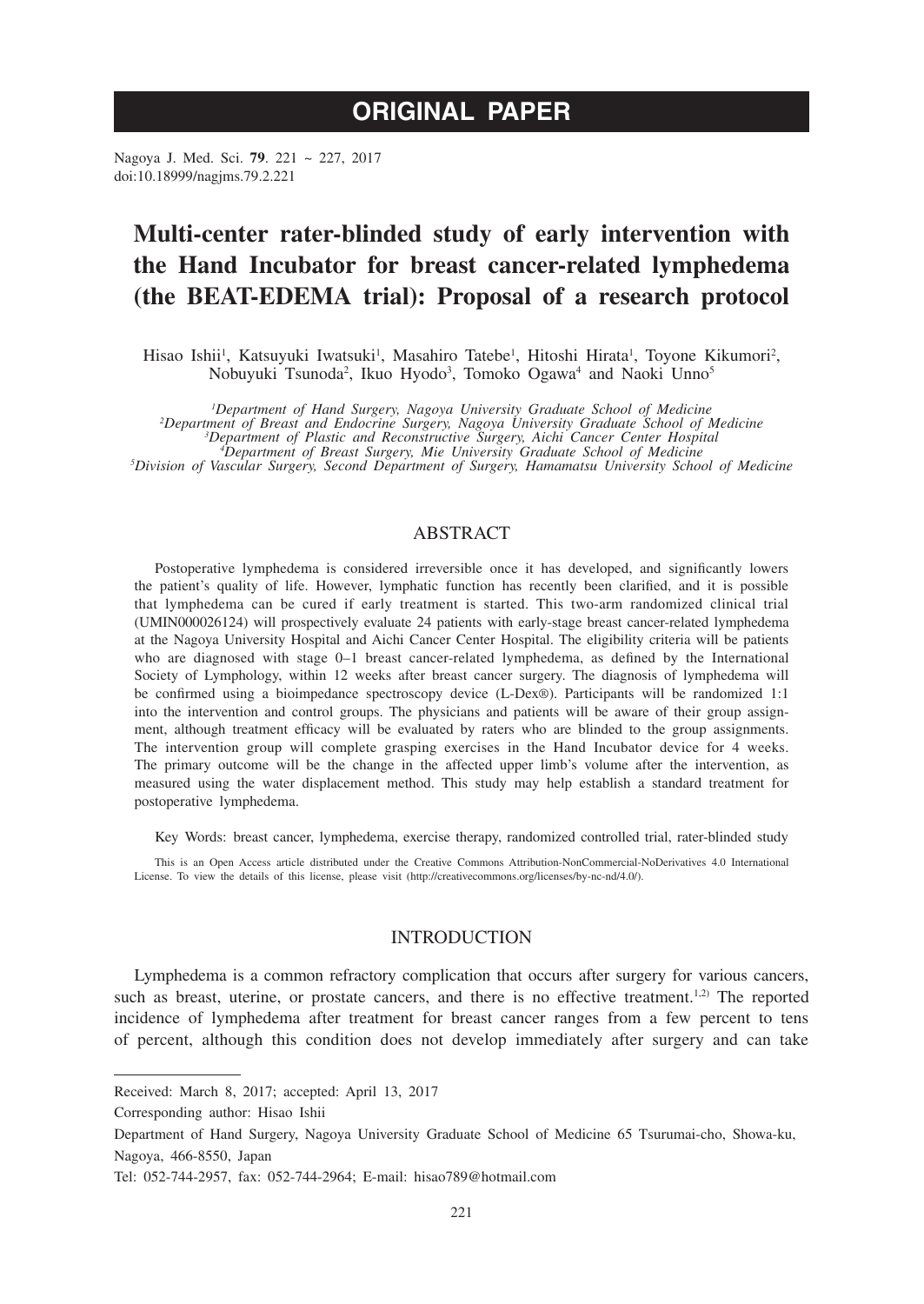# ORIGINAL PAPER

Nagoya J. Med. Sci. **79**. 221 ~ 227, 2017
doi:10.18999/nagjms.79.2.221

# Multi-center rater-blinded study of early intervention with the Hand Incubator for breast cancer-related lymphedema (the BEAT-EDEMA trial): Proposal of a research protocol

Hisao Ishii[1], Katsuyuki Iwatsuki[1], Masahiro Tatebe[1], Hitoshi Hirata[1], Toyone Kikumori[2], Nobuyuki Tsunoda[2], Ikuo Hyodo[3], Tomoko Ogawa[4] and Naoki Unno[5]

*[1]Department of Hand Surgery, Nagoya University Graduate School of Medicine*
*[2]Department of Breast and Endocrine Surgery, Nagoya University Graduate School of Medicine*
*[3]Department of Plastic and Reconstructive Surgery, Aichi Cancer Center Hospital*
*[4]Department of Breast Surgery, Mie University Graduate School of Medicine*
*[5]Division of Vascular Surgery, Second Department of Surgery, Hamamatsu University School of Medicine*

## ABSTRACT

Postoperative lymphedema is considered irreversible once it has developed, and significantly lowers the patient's quality of life. However, lymphatic function has recently been clarified, and it is possible that lymphedema can be cured if early treatment is started. This two-arm randomized clinical trial (UMIN000026124) will prospectively evaluate 24 patients with early-stage breast cancer-related lymphedema at the Nagoya University Hospital and Aichi Cancer Center Hospital. The eligibility criteria will be patients who are diagnosed with stage 0–1 breast cancer-related lymphedema, as defined by the International Society of Lymphology, within 12 weeks after breast cancer surgery. The diagnosis of lymphedema will be confirmed using a bioimpedance spectroscopy device (L-Dex®). Participants will be randomized 1:1 into the intervention and control groups. The physicians and patients will be aware of their group assignment, although treatment efficacy will be evaluated by raters who are blinded to the group assignments. The intervention group will complete grasping exercises in the Hand Incubator device for 4 weeks. The primary outcome will be the change in the affected upper limb's volume after the intervention, as measured using the water displacement method. This study may help establish a standard treatment for postoperative lymphedema.

Key Words: breast cancer, lymphedema, exercise therapy, randomized controlled trial, rater-blinded study

This is an Open Access article distributed under the Creative Commons Attribution-NonCommercial-NoDerivatives 4.0 International License. To view the details of this license, please visit (http://creativecommons.org/licenses/by-nc-nd/4.0/).

## INTRODUCTION

Lymphedema is a common refractory complication that occurs after surgery for various cancers, such as breast, uterine, or prostate cancers, and there is no effective treatment.[1,2] The reported incidence of lymphedema after treatment for breast cancer ranges from a few percent to tens of percent, although this condition does not develop immediately after surgery and can take

---

Received: March 8, 2017; accepted: April 13, 2017

Corresponding author: Hisao Ishii

Department of Hand Surgery, Nagoya University Graduate School of Medicine 65 Tsurumai-cho, Showa-ku, Nagoya, 466-8550, Japan

Tel: 052-744-2957, fax: 052-744-2964; E-mail: hisao789@hotmail.com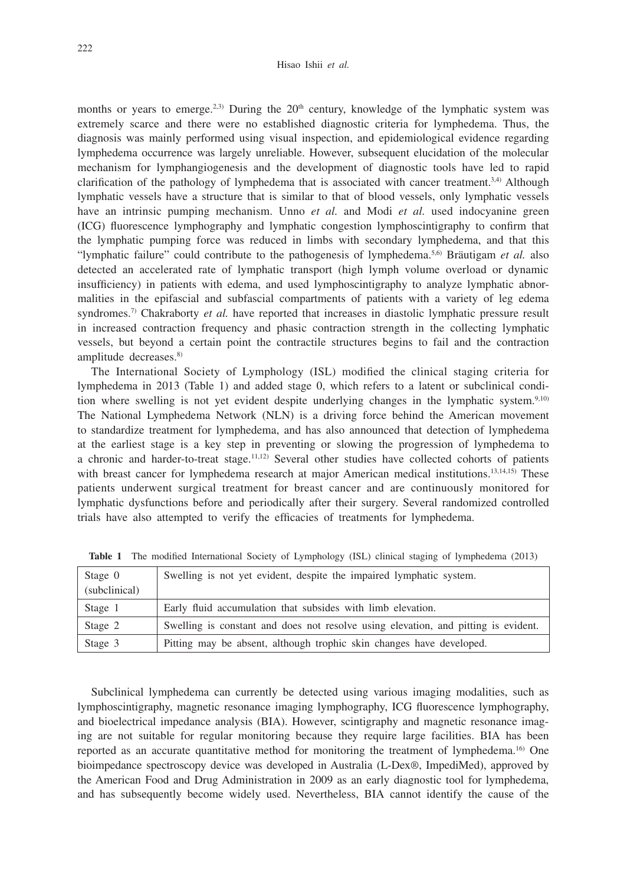months or years to emerge.[2,3] During the 20th century, knowledge of the lymphatic system was extremely scarce and there were no established diagnostic criteria for lymphedema. Thus, the diagnosis was mainly performed using visual inspection, and epidemiological evidence regarding lymphedema occurrence was largely unreliable. However, subsequent elucidation of the molecular mechanism for lymphangiogenesis and the development of diagnostic tools have led to rapid clarification of the pathology of lymphedema that is associated with cancer treatment.[3,4] Although lymphatic vessels have a structure that is similar to that of blood vessels, only lymphatic vessels have an intrinsic pumping mechanism. Unno *et al.* and Modi *et al.* used indocyanine green (ICG) fluorescence lymphography and lymphatic congestion lymphoscintigraphy to confirm that the lymphatic pumping force was reduced in limbs with secondary lymphedema, and that this "lymphatic failure" could contribute to the pathogenesis of lymphedema.[5,6] Bräutigam *et al.* also detected an accelerated rate of lymphatic transport (high lymph volume overload or dynamic insufficiency) in patients with edema, and used lymphoscintigraphy to analyze lymphatic abnormalities in the epifascial and subfascial compartments of patients with a variety of leg edema syndromes.[7] Chakraborty *et al.* have reported that increases in diastolic lymphatic pressure result in increased contraction frequency and phasic contraction strength in the collecting lymphatic vessels, but beyond a certain point the contractile structures begins to fail and the contraction amplitude decreases.[8]

The International Society of Lymphology (ISL) modified the clinical staging criteria for lymphedema in 2013 (Table 1) and added stage 0, which refers to a latent or subclinical condition where swelling is not yet evident despite underlying changes in the lymphatic system.[9,10] The National Lymphedema Network (NLN) is a driving force behind the American movement to standardize treatment for lymphedema, and has also announced that detection of lymphedema at the earliest stage is a key step in preventing or slowing the progression of lymphedema to a chronic and harder-to-treat stage.[11,12] Several other studies have collected cohorts of patients with breast cancer for lymphedema research at major American medical institutions.[13,14,15] These patients underwent surgical treatment for breast cancer and are continuously monitored for lymphatic dysfunctions before and periodically after their surgery. Several randomized controlled trials have also attempted to verify the efficacies of treatments for lymphedema.

**Table 1** The modified International Society of Lymphology (ISL) clinical staging of lymphedema (2013)

| Stage | Description |
|---|---|
| Stage 0 (subclinical) | Swelling is not yet evident, despite the impaired lymphatic system. |
| Stage 1 | Early fluid accumulation that subsides with limb elevation. |
| Stage 2 | Swelling is constant and does not resolve using elevation, and pitting is evident. |
| Stage 3 | Pitting may be absent, although trophic skin changes have developed. |

Subclinical lymphedema can currently be detected using various imaging modalities, such as lymphoscintigraphy, magnetic resonance imaging lymphography, ICG fluorescence lymphography, and bioelectrical impedance analysis (BIA). However, scintigraphy and magnetic resonance imaging are not suitable for regular monitoring because they require large facilities. BIA has been reported as an accurate quantitative method for monitoring the treatment of lymphedema.[16] One bioimpedance spectroscopy device was developed in Australia (L-Dex®, ImpediMed), approved by the American Food and Drug Administration in 2009 as an early diagnostic tool for lymphedema, and has subsequently become widely used. Nevertheless, BIA cannot identify the cause of the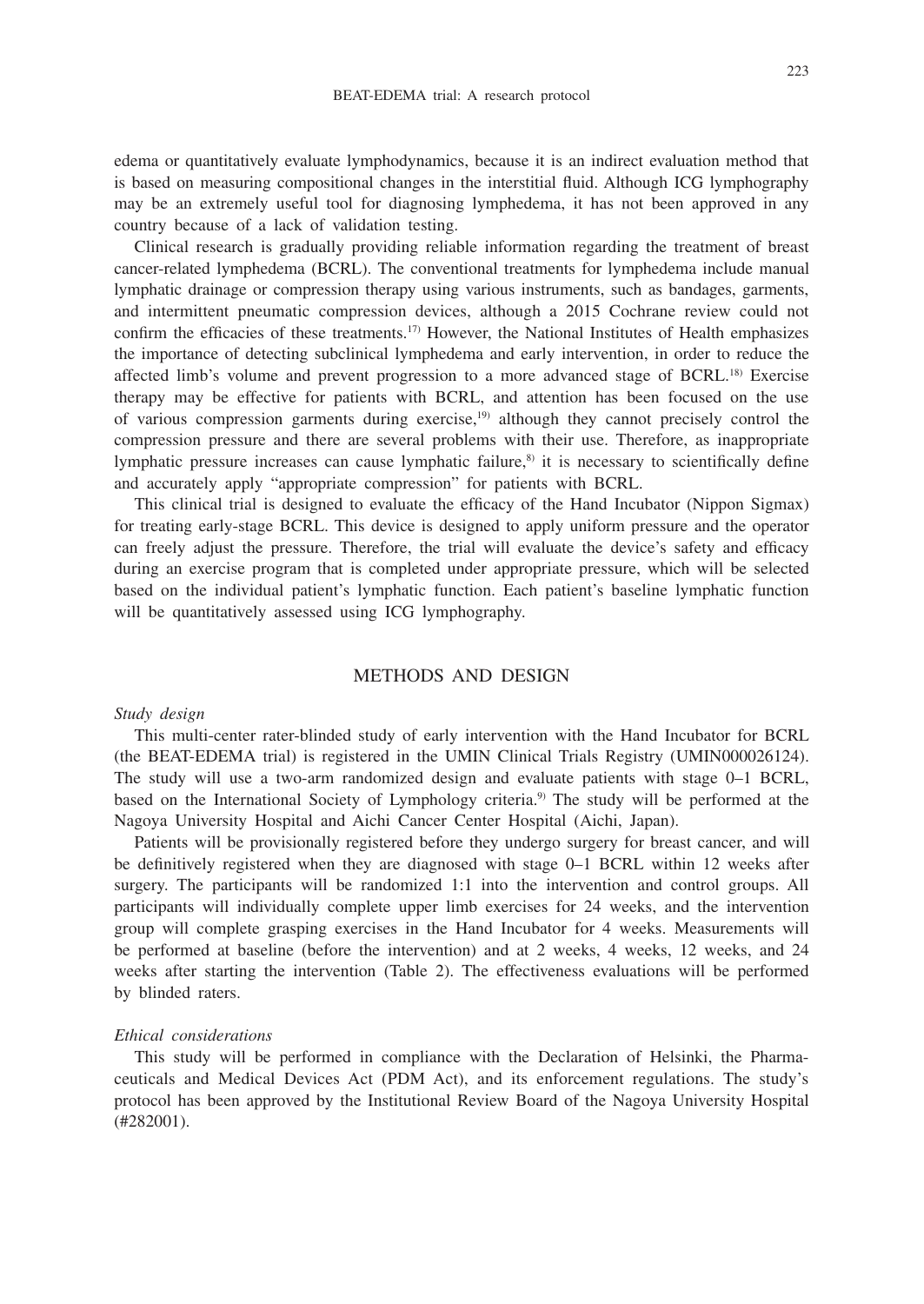edema or quantitatively evaluate lymphodynamics, because it is an indirect evaluation method that is based on measuring compositional changes in the interstitial fluid. Although ICG lymphography may be an extremely useful tool for diagnosing lymphedema, it has not been approved in any country because of a lack of validation testing.

Clinical research is gradually providing reliable information regarding the treatment of breast cancer-related lymphedema (BCRL). The conventional treatments for lymphedema include manual lymphatic drainage or compression therapy using various instruments, such as bandages, garments, and intermittent pneumatic compression devices, although a 2015 Cochrane review could not confirm the efficacies of these treatments.[17] However, the National Institutes of Health emphasizes the importance of detecting subclinical lymphedema and early intervention, in order to reduce the affected limb's volume and prevent progression to a more advanced stage of BCRL.[18] Exercise therapy may be effective for patients with BCRL, and attention has been focused on the use of various compression garments during exercise,[19] although they cannot precisely control the compression pressure and there are several problems with their use. Therefore, as inappropriate lymphatic pressure increases can cause lymphatic failure,[8] it is necessary to scientifically define and accurately apply "appropriate compression" for patients with BCRL.

This clinical trial is designed to evaluate the efficacy of the Hand Incubator (Nippon Sigmax) for treating early-stage BCRL. This device is designed to apply uniform pressure and the operator can freely adjust the pressure. Therefore, the trial will evaluate the device's safety and efficacy during an exercise program that is completed under appropriate pressure, which will be selected based on the individual patient's lymphatic function. Each patient's baseline lymphatic function will be quantitatively assessed using ICG lymphography.

## METHODS AND DESIGN

### *Study design*

This multi-center rater-blinded study of early intervention with the Hand Incubator for BCRL (the BEAT-EDEMA trial) is registered in the UMIN Clinical Trials Registry (UMIN000026124). The study will use a two-arm randomized design and evaluate patients with stage 0–1 BCRL, based on the International Society of Lymphology criteria.[9] The study will be performed at the Nagoya University Hospital and Aichi Cancer Center Hospital (Aichi, Japan).

Patients will be provisionally registered before they undergo surgery for breast cancer, and will be definitively registered when they are diagnosed with stage 0–1 BCRL within 12 weeks after surgery. The participants will be randomized 1:1 into the intervention and control groups. All participants will individually complete upper limb exercises for 24 weeks, and the intervention group will complete grasping exercises in the Hand Incubator for 4 weeks. Measurements will be performed at baseline (before the intervention) and at 2 weeks, 4 weeks, 12 weeks, and 24 weeks after starting the intervention (Table 2). The effectiveness evaluations will be performed by blinded raters.

### *Ethical considerations*

This study will be performed in compliance with the Declaration of Helsinki, the Pharmaceuticals and Medical Devices Act (PDM Act), and its enforcement regulations. The study's protocol has been approved by the Institutional Review Board of the Nagoya University Hospital (#282001).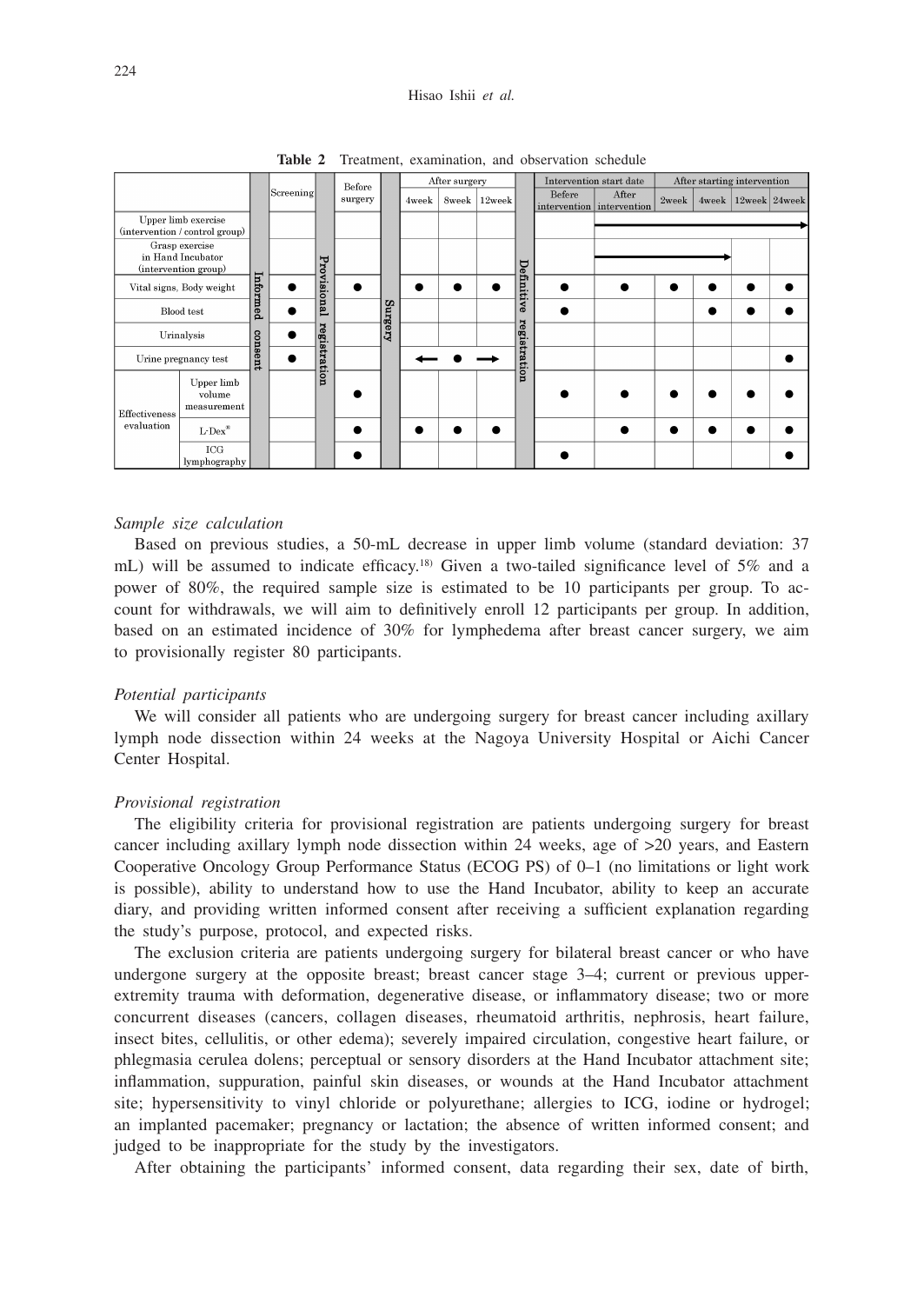**Table 2** Treatment, examination, and observation schedule

| | | Informed consent | Screening | Provisional registration | Before surgery | Surgery | After surgery | | | Definitive registration | Intervention start date | | After starting intervention | | | |
|---|---|---|---|---|---|---|---|---|---|---|---|---|---|---|---|---|
| | | | | | | | 4week | 8week | 12week | | Before intervention | After intervention | 2week | 4week | 12week | 24week |
| Upper limb exercise (intervention / control group) | | | | | | | | | | | | ⟶ | ⟶ | ⟶ | ⟶ | ⟶ |
| Grasp exercise in Hand Incubator (intervention group) | | | | | | | | | | | | ⟶ | ⟶ | ⟶ | ⟶ | |
| Vital signs, Body weight | | | ● | | ● | | ● | ● | ● | | ● | ● | ● | ● | ● | ● |
| Blood test | | | ● | | | | | | | | ● | | | ● | ● | ● |
| Urinalysis | | | ● | | | | | | | | | | | | | |
| Urine pregnancy test | | | ● | | | | ⟵ | ● | ⟶ | | | | | | | ● |
| Effectiveness evaluation | Upper limb volume measurement | | | | ● | | | | | | ● | ● | ● | ● | ● | ● |
| | L-Dex® | | | | ● | | ● | ● | ● | | | ● | ● | ● | ● | ● |
| | ICG lymphography | | | | ● | | | | | | ● | | | | | ● |

*Sample size calculation*

Based on previous studies, a 50-mL decrease in upper limb volume (standard deviation: 37 mL) will be assumed to indicate efficacy.[18] Given a two-tailed significance level of 5% and a power of 80%, the required sample size is estimated to be 10 participants per group. To account for withdrawals, we will aim to definitively enroll 12 participants per group. In addition, based on an estimated incidence of 30% for lymphedema after breast cancer surgery, we aim to provisionally register 80 participants.

*Potential participants*

We will consider all patients who are undergoing surgery for breast cancer including axillary lymph node dissection within 24 weeks at the Nagoya University Hospital or Aichi Cancer Center Hospital.

*Provisional registration*

The eligibility criteria for provisional registration are patients undergoing surgery for breast cancer including axillary lymph node dissection within 24 weeks, age of >20 years, and Eastern Cooperative Oncology Group Performance Status (ECOG PS) of 0–1 (no limitations or light work is possible), ability to understand how to use the Hand Incubator, ability to keep an accurate diary, and providing written informed consent after receiving a sufficient explanation regarding the study's purpose, protocol, and expected risks.

The exclusion criteria are patients undergoing surgery for bilateral breast cancer or who have undergone surgery at the opposite breast; breast cancer stage 3–4; current or previous upper-extremity trauma with deformation, degenerative disease, or inflammatory disease; two or more concurrent diseases (cancers, collagen diseases, rheumatoid arthritis, nephrosis, heart failure, insect bites, cellulitis, or other edema); severely impaired circulation, congestive heart failure, or phlegmasia cerulea dolens; perceptual or sensory disorders at the Hand Incubator attachment site; inflammation, suppuration, painful skin diseases, or wounds at the Hand Incubator attachment site; hypersensitivity to vinyl chloride or polyurethane; allergies to ICG, iodine or hydrogel; an implanted pacemaker; pregnancy or lactation; the absence of written informed consent; and judged to be inappropriate for the study by the investigators.

After obtaining the participants' informed consent, data regarding their sex, date of birth,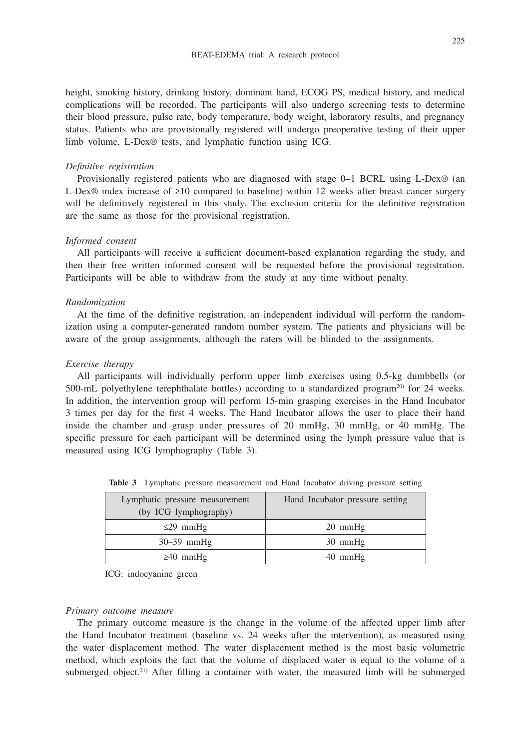height, smoking history, drinking history, dominant hand, ECOG PS, medical history, and medical complications will be recorded. The participants will also undergo screening tests to determine their blood pressure, pulse rate, body temperature, body weight, laboratory results, and pregnancy status. Patients who are provisionally registered will undergo preoperative testing of their upper limb volume, L-Dex® tests, and lymphatic function using ICG.

*Definitive registration*

Provisionally registered patients who are diagnosed with stage 0–1 BCRL using L-Dex® (an L-Dex® index increase of ≥10 compared to baseline) within 12 weeks after breast cancer surgery will be definitively registered in this study. The exclusion criteria for the definitive registration are the same as those for the provisional registration.

*Informed consent*

All participants will receive a sufficient document-based explanation regarding the study, and then their free written informed consent will be requested before the provisional registration. Participants will be able to withdraw from the study at any time without penalty.

*Randomization*

At the time of the definitive registration, an independent individual will perform the randomization using a computer-generated random number system. The patients and physicians will be aware of the group assignments, although the raters will be blinded to the assignments.

*Exercise therapy*

All participants will individually perform upper limb exercises using 0.5-kg dumbbells (or 500-mL polyethylene terephthalate bottles) according to a standardized program[20] for 24 weeks. In addition, the intervention group will perform 15-min grasping exercises in the Hand Incubator 3 times per day for the first 4 weeks. The Hand Incubator allows the user to place their hand inside the chamber and grasp under pressures of 20 mmHg, 30 mmHg, or 40 mmHg. The specific pressure for each participant will be determined using the lymph pressure value that is measured using ICG lymphography (Table 3).

**Table 3** Lymphatic pressure measurement and Hand Incubator driving pressure setting

| Lymphatic pressure measurement (by ICG lymphography) | Hand Incubator pressure setting |
|---|---|
| ≤29 mmHg | 20 mmHg |
| 30–39 mmHg | 30 mmHg |
| ≥40 mmHg | 40 mmHg |

ICG: indocyanine green

*Primary outcome measure*

The primary outcome measure is the change in the volume of the affected upper limb after the Hand Incubator treatment (baseline vs. 24 weeks after the intervention), as measured using the water displacement method. The water displacement method is the most basic volumetric method, which exploits the fact that the volume of displaced water is equal to the volume of a submerged object.[21] After filling a container with water, the measured limb will be submerged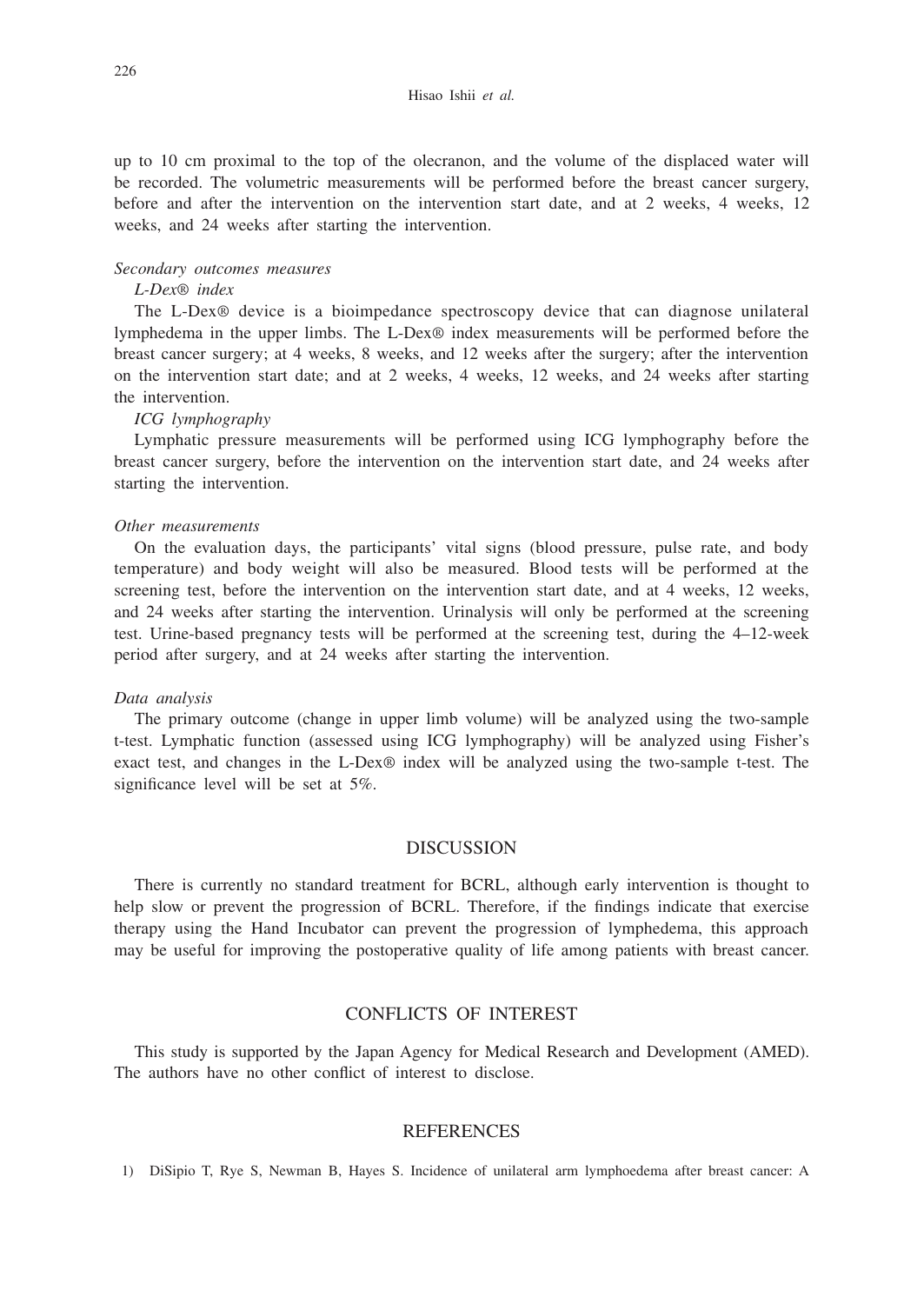up to 10 cm proximal to the top of the olecranon, and the volume of the displaced water will be recorded. The volumetric measurements will be performed before the breast cancer surgery, before and after the intervention on the intervention start date, and at 2 weeks, 4 weeks, 12 weeks, and 24 weeks after starting the intervention.

*Secondary outcomes measures*

*L-Dex® index*

The L-Dex® device is a bioimpedance spectroscopy device that can diagnose unilateral lymphedema in the upper limbs. The L-Dex® index measurements will be performed before the breast cancer surgery; at 4 weeks, 8 weeks, and 12 weeks after the surgery; after the intervention on the intervention start date; and at 2 weeks, 4 weeks, 12 weeks, and 24 weeks after starting the intervention.

*ICG lymphography*

Lymphatic pressure measurements will be performed using ICG lymphography before the breast cancer surgery, before the intervention on the intervention start date, and 24 weeks after starting the intervention.

*Other measurements*

On the evaluation days, the participants' vital signs (blood pressure, pulse rate, and body temperature) and body weight will also be measured. Blood tests will be performed at the screening test, before the intervention on the intervention start date, and at 4 weeks, 12 weeks, and 24 weeks after starting the intervention. Urinalysis will only be performed at the screening test. Urine-based pregnancy tests will be performed at the screening test, during the 4–12-week period after surgery, and at 24 weeks after starting the intervention.

*Data analysis*

The primary outcome (change in upper limb volume) will be analyzed using the two-sample t-test. Lymphatic function (assessed using ICG lymphography) will be analyzed using Fisher's exact test, and changes in the L-Dex® index will be analyzed using the two-sample t-test. The significance level will be set at 5%.

## DISCUSSION

There is currently no standard treatment for BCRL, although early intervention is thought to help slow or prevent the progression of BCRL. Therefore, if the findings indicate that exercise therapy using the Hand Incubator can prevent the progression of lymphedema, this approach may be useful for improving the postoperative quality of life among patients with breast cancer.

## CONFLICTS OF INTEREST

This study is supported by the Japan Agency for Medical Research and Development (AMED). The authors have no other conflict of interest to disclose.

## REFERENCES

1) DiSipio T, Rye S, Newman B, Hayes S. Incidence of unilateral arm lymphoedema after breast cancer: A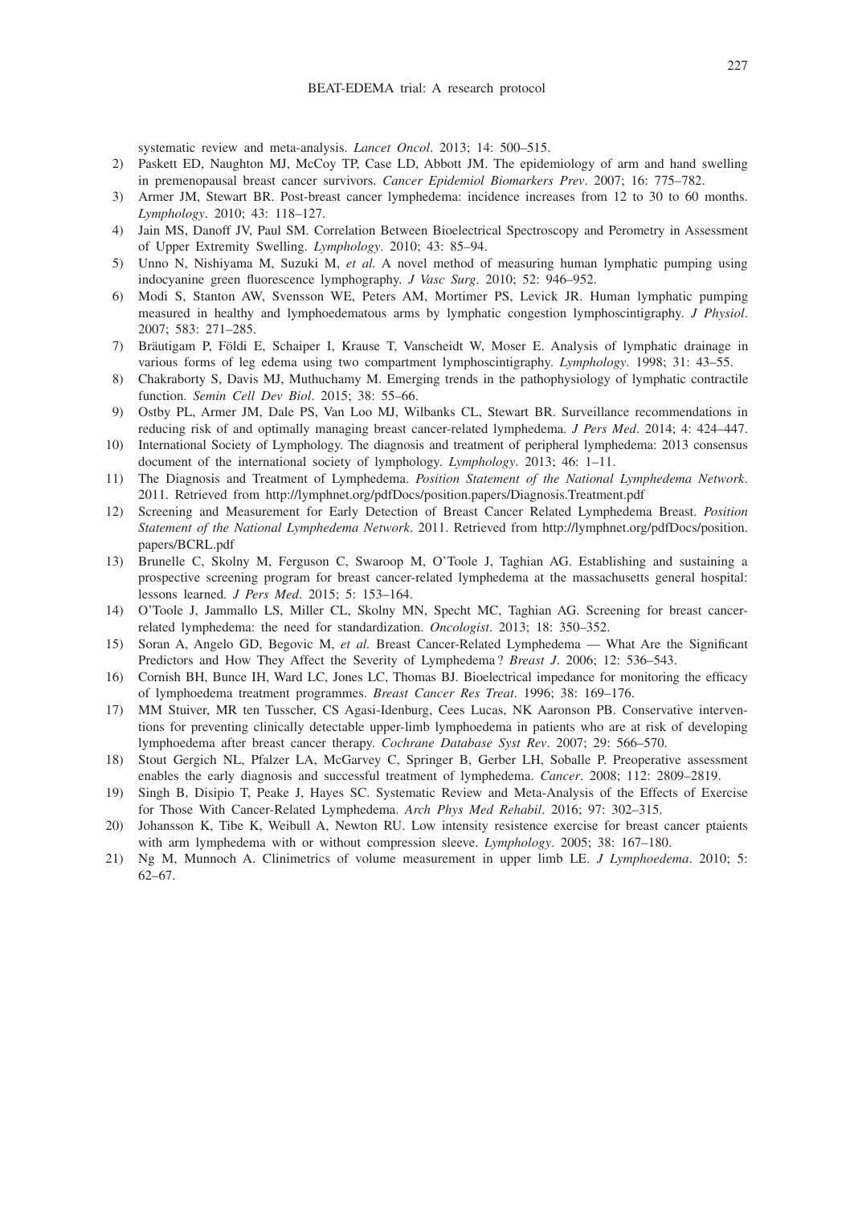systematic review and meta-analysis. *Lancet Oncol*. 2013; 14: 500–515.

2) Paskett ED, Naughton MJ, McCoy TP, Case LD, Abbott JM. The epidemiology of arm and hand swelling in premenopausal breast cancer survivors. *Cancer Epidemiol Biomarkers Prev*. 2007; 16: 775–782.
3) Armer JM, Stewart BR. Post-breast cancer lymphedema: incidence increases from 12 to 30 to 60 months. *Lymphology*. 2010; 43: 118–127.
4) Jain MS, Danoff JV, Paul SM. Correlation Between Bioelectrical Spectroscopy and Perometry in Assessment of Upper Extremity Swelling. *Lymphology*. 2010; 43: 85–94.
5) Unno N, Nishiyama M, Suzuki M, *et al.* A novel method of measuring human lymphatic pumping using indocyanine green fluorescence lymphography. *J Vasc Surg*. 2010; 52: 946–952.
6) Modi S, Stanton AW, Svensson WE, Peters AM, Mortimer PS, Levick JR. Human lymphatic pumping measured in healthy and lymphoedematous arms by lymphatic congestion lymphoscintigraphy. *J Physiol*. 2007; 583: 271–285.
7) Bräutigam P, Földi E, Schaiper I, Krause T, Vanscheidt W, Moser E. Analysis of lymphatic drainage in various forms of leg edema using two compartment lymphoscintigraphy. *Lymphology*. 1998; 31: 43–55.
8) Chakraborty S, Davis MJ, Muthuchamy M. Emerging trends in the pathophysiology of lymphatic contractile function. *Semin Cell Dev Biol*. 2015; 38: 55–66.
9) Ostby PL, Armer JM, Dale PS, Van Loo MJ, Wilbanks CL, Stewart BR. Surveillance recommendations in reducing risk of and optimally managing breast cancer-related lymphedema. *J Pers Med*. 2014; 4: 424–447.
10) International Society of Lymphology. The diagnosis and treatment of peripheral lymphedema: 2013 consensus document of the international society of lymphology. *Lymphology*. 2013; 46: 1–11.
11) The Diagnosis and Treatment of Lymphedema. *Position Statement of the National Lymphedema Network*. 2011. Retrieved from http://lymphnet.org/pdfDocs/position.papers/Diagnosis.Treatment.pdf
12) Screening and Measurement for Early Detection of Breast Cancer Related Lymphedema Breast. *Position Statement of the National Lymphedema Network*. 2011. Retrieved from http://lymphnet.org/pdfDocs/position.papers/BCRL.pdf
13) Brunelle C, Skolny M, Ferguson C, Swaroop M, O'Toole J, Taghian AG. Establishing and sustaining a prospective screening program for breast cancer-related lymphedema at the massachusetts general hospital: lessons learned. *J Pers Med*. 2015; 5: 153–164.
14) O'Toole J, Jammallo LS, Miller CL, Skolny MN, Specht MC, Taghian AG. Screening for breast cancer-related lymphedema: the need for standardization. *Oncologist*. 2013; 18: 350–352.
15) Soran A, Angelo GD, Begovic M, *et al.* Breast Cancer-Related Lymphedema — What Are the Significant Predictors and How They Affect the Severity of Lymphedema? *Breast J*. 2006; 12: 536–543.
16) Cornish BH, Bunce IH, Ward LC, Jones LC, Thomas BJ. Bioelectrical impedance for monitoring the efficacy of lymphoedema treatment programmes. *Breast Cancer Res Treat*. 1996; 38: 169–176.
17) MM Stuiver, MR ten Tusscher, CS Agasi-Idenburg, Cees Lucas, NK Aaronson PB. Conservative interventions for preventing clinically detectable upper-limb lymphoedema in patients who are at risk of developing lymphoedema after breast cancer therapy. *Cochrane Database Syst Rev*. 2007; 29: 566–570.
18) Stout Gergich NL, Pfalzer LA, McGarvey C, Springer B, Gerber LH, Soballe P. Preoperative assessment enables the early diagnosis and successful treatment of lymphedema. *Cancer*. 2008; 112: 2809–2819.
19) Singh B, Disipio T, Peake J, Hayes SC. Systematic Review and Meta-Analysis of the Effects of Exercise for Those With Cancer-Related Lymphedema. *Arch Phys Med Rehabil*. 2016; 97: 302–315.
20) Johansson K, Tibe K, Weibull A, Newton RU. Low intensity resistence exercise for breast cancer ptaients with arm lymphedema with or without compression sleeve. *Lymphology*. 2005; 38: 167–180.
21) Ng M, Munnoch A. Clinimetrics of volume measurement in upper limb LE. *J Lymphoedema*. 2010; 5: 62–67.